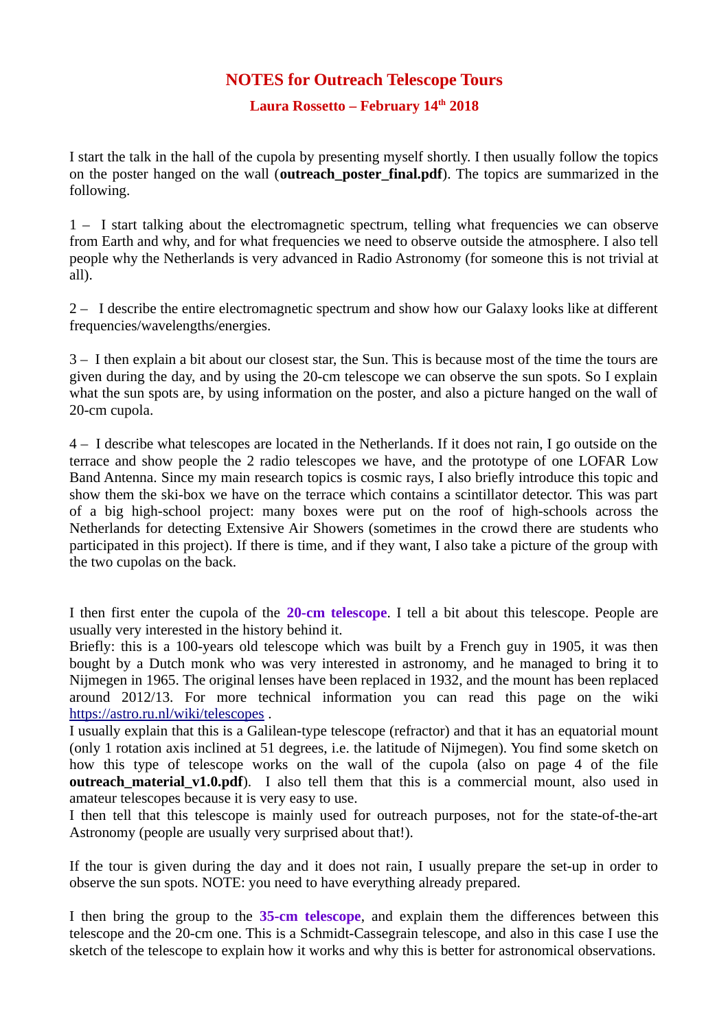# NOTES for Outreach Telescope Tours

## Laura Rossetto – February 14th 2018

I start the talk in the hall of the cupola by presenting myself shortly. I then usually follow the topics on the poster hanged on the wall (**outreach_poster_final.pdf**). The topics are summarized in the following.

1 – I start talking about the electromagnetic spectrum, telling what frequencies we can observe from Earth and why, and for what frequencies we need to observe outside the atmosphere. I also tell people why the Netherlands is very advanced in Radio Astronomy (for someone this is not trivial at all).

2 – I describe the entire electromagnetic spectrum and show how our Galaxy looks like at different frequencies/wavelengths/energies.

3 – I then explain a bit about our closest star, the Sun. This is because most of the time the tours are given during the day, and by using the 20-cm telescope we can observe the sun spots. So I explain what the sun spots are, by using information on the poster, and also a picture hanged on the wall of 20-cm cupola.

4 – I describe what telescopes are located in the Netherlands. If it does not rain, I go outside on the terrace and show people the 2 radio telescopes we have, and the prototype of one LOFAR Low Band Antenna. Since my main research topics is cosmic rays, I also briefly introduce this topic and show them the ski-box we have on the terrace which contains a scintillator detector. This was part of a big high-school project: many boxes were put on the roof of high-schools across the Netherlands for detecting Extensive Air Showers (sometimes in the crowd there are students who participated in this project). If there is time, and if they want, I also take a picture of the group with the two cupolas on the back.

I then first enter the cupola of the **20-cm telescope**. I tell a bit about this telescope. People are usually very interested in the history behind it.
Briefly: this is a 100-years old telescope which was built by a French guy in 1905, it was then bought by a Dutch monk who was very interested in astronomy, and he managed to bring it to Nijmegen in 1965. The original lenses have been replaced in 1932, and the mount has been replaced around 2012/13. For more technical information you can read this page on the wiki [https://astro.ru.nl/wiki/telescopes](https://astro.ru.nl/wiki/telescopes) .
I usually explain that this is a Galilean-type telescope (refractor) and that it has an equatorial mount (only 1 rotation axis inclined at 51 degrees, i.e. the latitude of Nijmegen). You find some sketch on how this type of telescope works on the wall of the cupola (also on page 4 of the file **outreach_material_v1.0.pdf**). I also tell them that this is a commercial mount, also used in amateur telescopes because it is very easy to use.
I then tell that this telescope is mainly used for outreach purposes, not for the state-of-the-art Astronomy (people are usually very surprised about that!).

If the tour is given during the day and it does not rain, I usually prepare the set-up in order to observe the sun spots. NOTE: you need to have everything already prepared.

I then bring the group to the **35-cm telescope**, and explain them the differences between this telescope and the 20-cm one. This is a Schmidt-Cassegrain telescope, and also in this case I use the sketch of the telescope to explain how it works and why this is better for astronomical observations.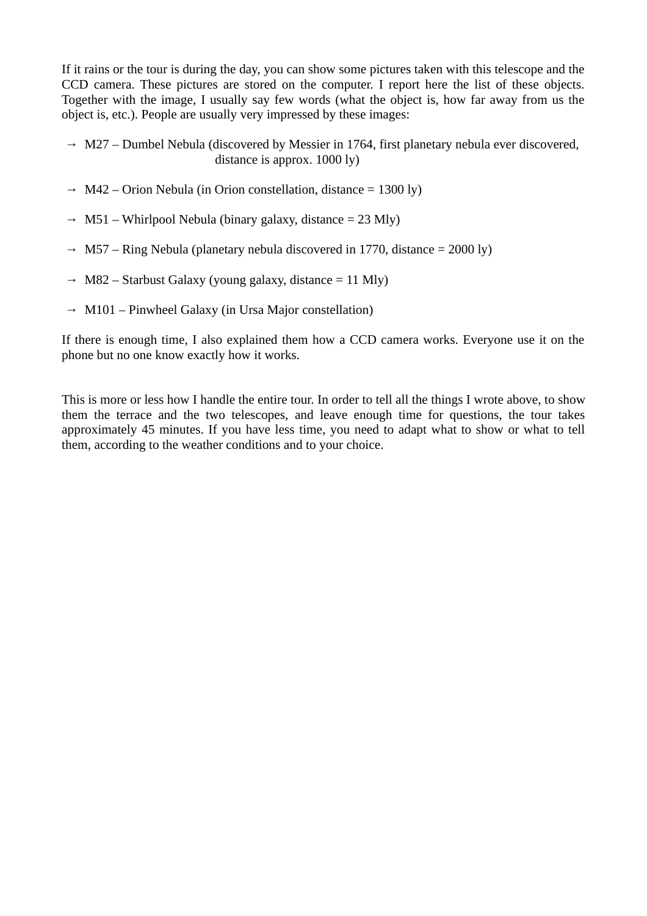If it rains or the tour is during the day, you can show some pictures taken with this telescope and the CCD camera. These pictures are stored on the computer. I report here the list of these objects. Together with the image, I usually say few words (what the object is, how far away from us the object is, etc.). People are usually very impressed by these images:

- → M27 – Dumbel Nebula (discovered by Messier in 1764, first planetary nebula ever discovered, distance is approx. 1000 ly)
- → M42 – Orion Nebula (in Orion constellation, distance = 1300 ly)
- → M51 – Whirlpool Nebula (binary galaxy, distance = 23 Mly)
- → M57 – Ring Nebula (planetary nebula discovered in 1770, distance = 2000 ly)
- → M82 – Starbust Galaxy (young galaxy, distance = 11 Mly)
- → M101 – Pinwheel Galaxy (in Ursa Major constellation)

If there is enough time, I also explained them how a CCD camera works. Everyone use it on the phone but no one know exactly how it works.

This is more or less how I handle the entire tour. In order to tell all the things I wrote above, to show them the terrace and the two telescopes, and leave enough time for questions, the tour takes approximately 45 minutes. If you have less time, you need to adapt what to show or what to tell them, according to the weather conditions and to your choice.